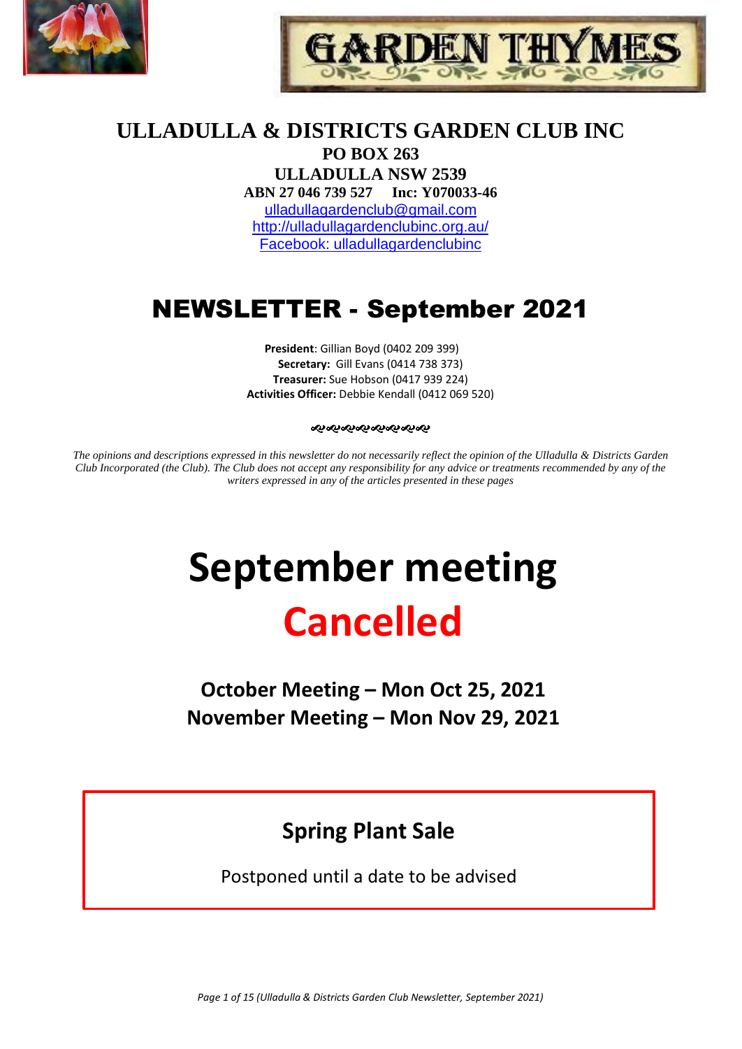# ULLADULLA & DISTRICTS GARDEN CLUB INC

**PO BOX 263**
**ULLADULLA NSW 2539**
**ABN 27 046 739 527 Inc: Y070033-46**

ulladullagardenclub@gmail.com
http://ulladullagardenclubinc.org.au/
Facebook: ulladullagardenclubinc

# NEWSLETTER - September 2021

**President**: Gillian Boyd (0402 209 399)
**Secretary:** Gill Evans (0414 738 373)
**Treasurer:** Sue Hobson (0417 939 224)
**Activities Officer:** Debbie Kendall (0412 069 520)

*The opinions and descriptions expressed in this newsletter do not necessarily reflect the opinion of the Ulladulla & Districts Garden Club Incorporated (the Club). The Club does not accept any responsibility for any advice or treatments recommended by any of the writers expressed in any of the articles presented in these pages*

# September meeting Cancelled

**October Meeting – Mon Oct 25, 2021**
**November Meeting – Mon Nov 29, 2021**

## Spring Plant Sale

Postponed until a date to be advised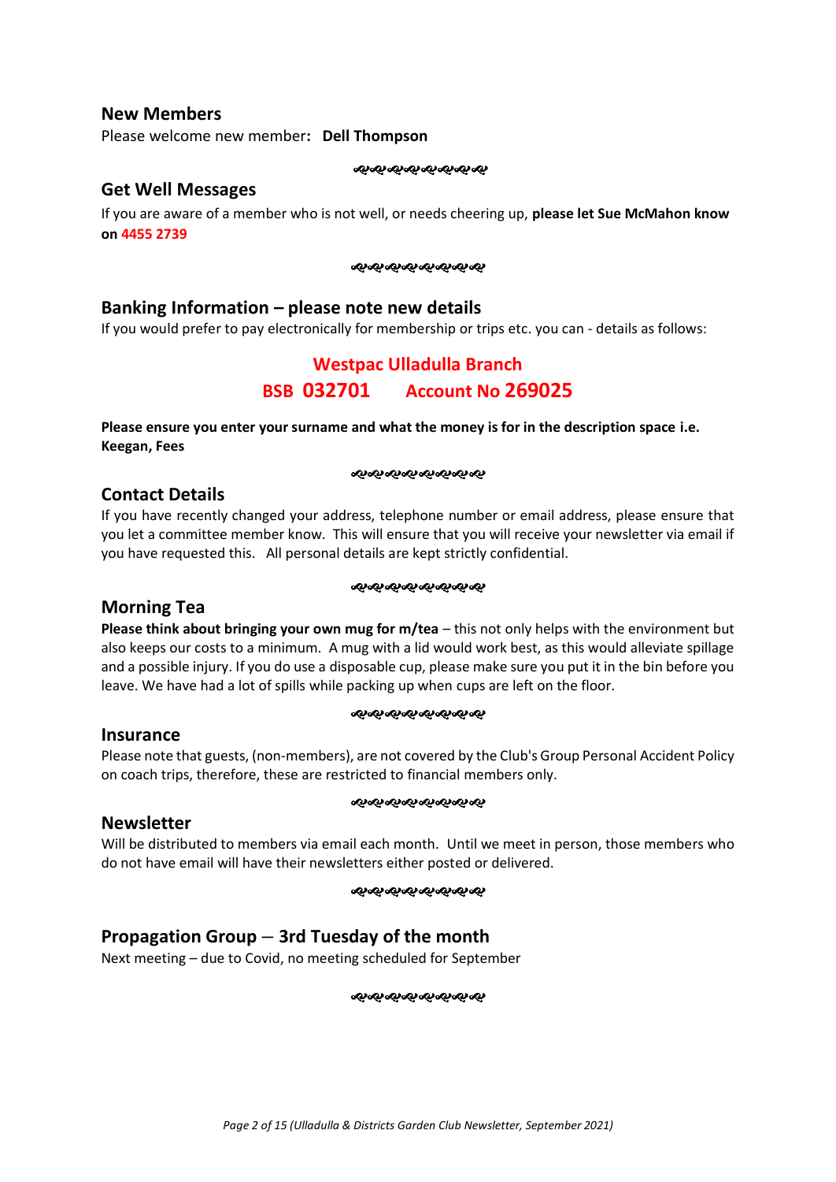## New Members

Please welcome new member**: Dell Thompson**

## Get Well Messages

If you are aware of a member who is not well, or needs cheering up, **please let Sue McMahon know on 4455 2739**

## Banking Information – please note new details

If you would prefer to pay electronically for membership or trips etc. you can - details as follows:

**Westpac Ulladulla Branch**

**BSB 032701 Account No 269025**

**Please ensure you enter your surname and what the money is for in the description space i.e. Keegan, Fees**

## Contact Details

If you have recently changed your address, telephone number or email address, please ensure that you let a committee member know. This will ensure that you will receive your newsletter via email if you have requested this. All personal details are kept strictly confidential.

## Morning Tea

**Please think about bringing your own mug for m/tea** – this not only helps with the environment but also keeps our costs to a minimum. A mug with a lid would work best, as this would alleviate spillage and a possible injury. If you do use a disposable cup, please make sure you put it in the bin before you leave. We have had a lot of spills while packing up when cups are left on the floor.

## Insurance

Please note that guests, (non-members), are not covered by the Club's Group Personal Accident Policy on coach trips, therefore, these are restricted to financial members only.

## Newsletter

Will be distributed to members via email each month. Until we meet in person, those members who do not have email will have their newsletters either posted or delivered.

## Propagation Group – 3rd Tuesday of the month

Next meeting – due to Covid, no meeting scheduled for September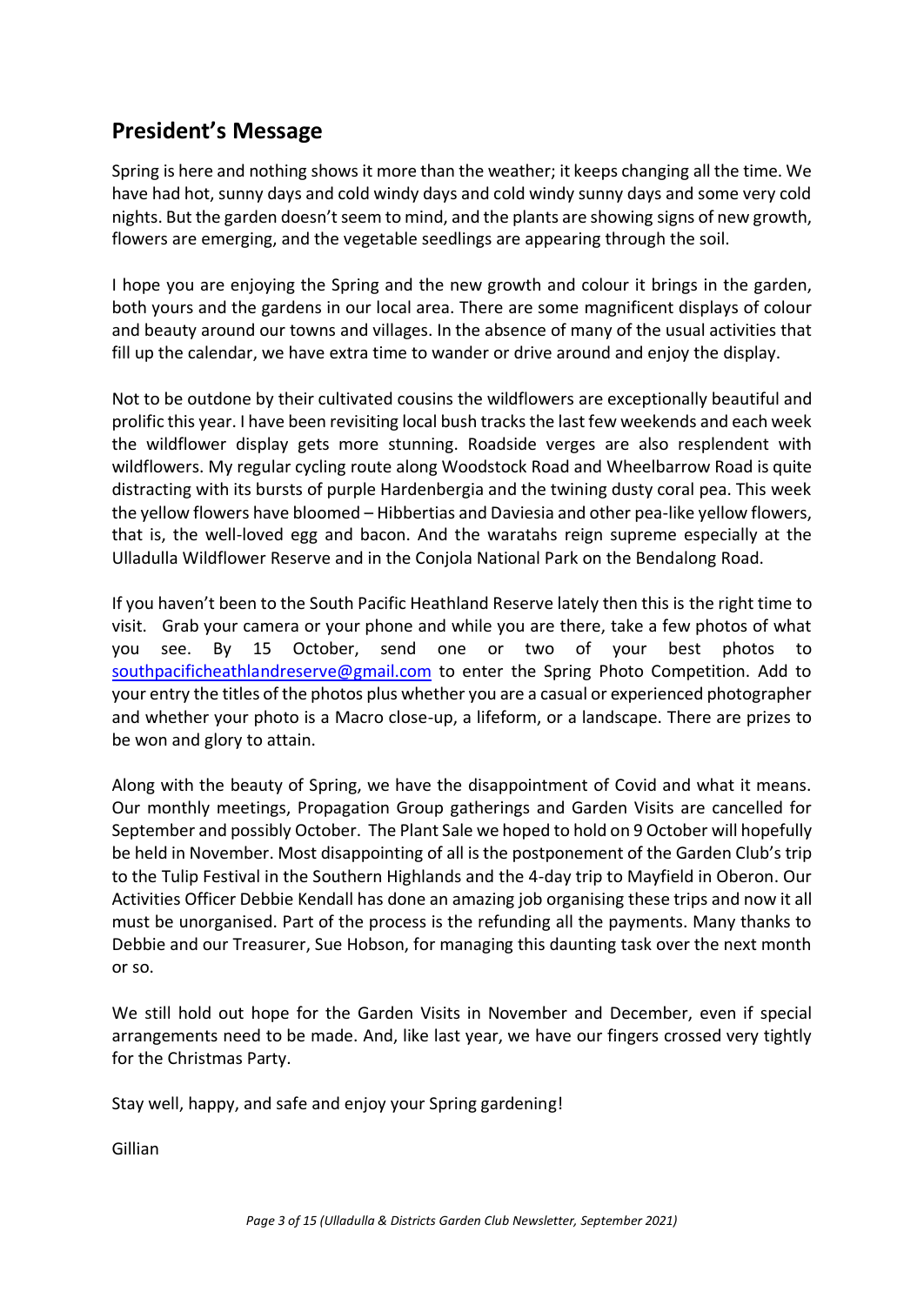## President's Message

Spring is here and nothing shows it more than the weather; it keeps changing all the time. We have had hot, sunny days and cold windy days and cold windy sunny days and some very cold nights. But the garden doesn't seem to mind, and the plants are showing signs of new growth, flowers are emerging, and the vegetable seedlings are appearing through the soil.

I hope you are enjoying the Spring and the new growth and colour it brings in the garden, both yours and the gardens in our local area. There are some magnificent displays of colour and beauty around our towns and villages. In the absence of many of the usual activities that fill up the calendar, we have extra time to wander or drive around and enjoy the display.

Not to be outdone by their cultivated cousins the wildflowers are exceptionally beautiful and prolific this year. I have been revisiting local bush tracks the last few weekends and each week the wildflower display gets more stunning. Roadside verges are also resplendent with wildflowers. My regular cycling route along Woodstock Road and Wheelbarrow Road is quite distracting with its bursts of purple Hardenbergia and the twining dusty coral pea. This week the yellow flowers have bloomed – Hibbertias and Daviesia and other pea-like yellow flowers, that is, the well-loved egg and bacon. And the waratahs reign supreme especially at the Ulladulla Wildflower Reserve and in the Conjola National Park on the Bendalong Road.

If you haven't been to the South Pacific Heathland Reserve lately then this is the right time to visit. Grab your camera or your phone and while you are there, take a few photos of what you see. By 15 October, send one or two of your best photos to southpacificheathlandreserve@gmail.com to enter the Spring Photo Competition. Add to your entry the titles of the photos plus whether you are a casual or experienced photographer and whether your photo is a Macro close-up, a lifeform, or a landscape. There are prizes to be won and glory to attain.

Along with the beauty of Spring, we have the disappointment of Covid and what it means. Our monthly meetings, Propagation Group gatherings and Garden Visits are cancelled for September and possibly October. The Plant Sale we hoped to hold on 9 October will hopefully be held in November. Most disappointing of all is the postponement of the Garden Club's trip to the Tulip Festival in the Southern Highlands and the 4-day trip to Mayfield in Oberon. Our Activities Officer Debbie Kendall has done an amazing job organising these trips and now it all must be unorganised. Part of the process is the refunding all the payments. Many thanks to Debbie and our Treasurer, Sue Hobson, for managing this daunting task over the next month or so.

We still hold out hope for the Garden Visits in November and December, even if special arrangements need to be made. And, like last year, we have our fingers crossed very tightly for the Christmas Party.

Stay well, happy, and safe and enjoy your Spring gardening!

Gillian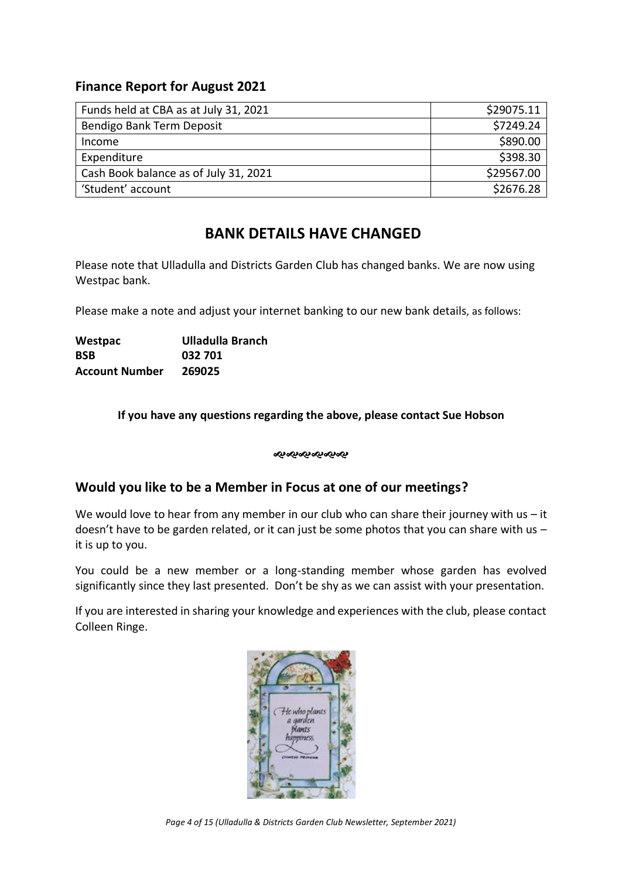## Finance Report for August 2021

| | |
|---|---|
| Funds held at CBA as at July 31, 2021 | $29075.11 |
| Bendigo Bank Term Deposit | $7249.24 |
| Income | $890.00 |
| Expenditure | $398.30 |
| Cash Book balance as of July 31, 2021 | $29567.00 |
| 'Student' account | $2676.28 |

# BANK DETAILS HAVE CHANGED

Please note that Ulladulla and Districts Garden Club has changed banks. We are now using Westpac bank.

Please make a note and adjust your internet banking to our new bank details, as follows:

**Westpac** **Ulladulla Branch**
**BSB** **032 701**
**Account Number** **269025**

**If you have any questions regarding the above, please contact Sue Hobson**

## Would you like to be a Member in Focus at one of our meetings?

We would love to hear from any member in our club who can share their journey with us – it doesn't have to be garden related, or it can just be some photos that you can share with us – it is up to you.

You could be a new member or a long-standing member whose garden has evolved significantly since they last presented. Don't be shy as we can assist with your presentation.

If you are interested in sharing your knowledge and experiences with the club, please contact Colleen Ringe.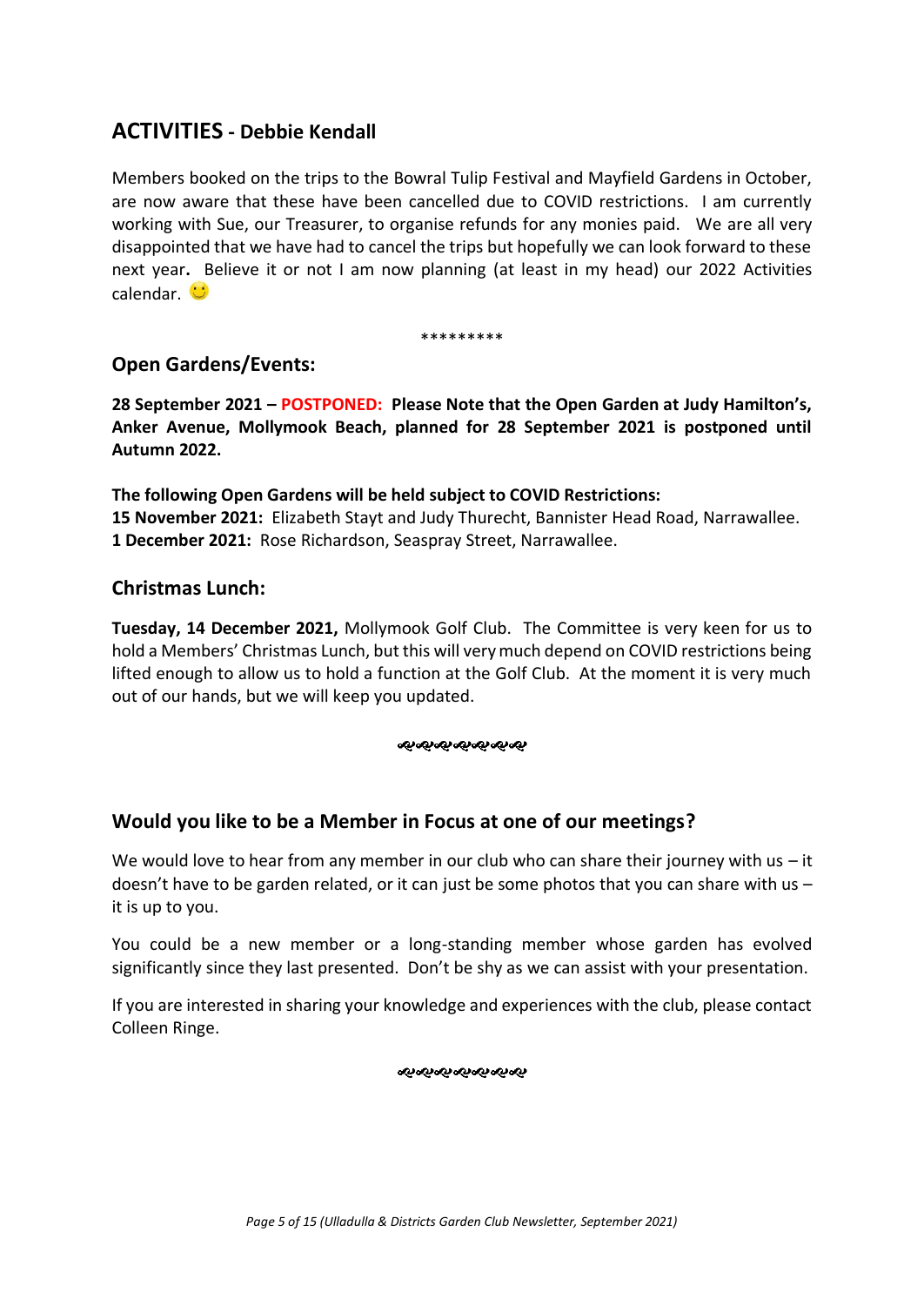## ACTIVITIES - Debbie Kendall

Members booked on the trips to the Bowral Tulip Festival and Mayfield Gardens in October, are now aware that these have been cancelled due to COVID restrictions. I am currently working with Sue, our Treasurer, to organise refunds for any monies paid. We are all very disappointed that we have had to cancel the trips but hopefully we can look forward to these next year**.** Believe it or not I am now planning (at least in my head) our 2022 Activities calendar. 🙂

*********

### Open Gardens/Events:

**28 September 2021 – POSTPONED: Please Note that the Open Garden at Judy Hamilton's, Anker Avenue, Mollymook Beach, planned for 28 September 2021 is postponed until Autumn 2022.**

**The following Open Gardens will be held subject to COVID Restrictions:**
**15 November 2021:** Elizabeth Stayt and Judy Thurecht, Bannister Head Road, Narrawallee.
**1 December 2021:** Rose Richardson, Seaspray Street, Narrawallee.

### Christmas Lunch:

**Tuesday, 14 December 2021,** Mollymook Golf Club. The Committee is very keen for us to hold a Members' Christmas Lunch, but this will very much depend on COVID restrictions being lifted enough to allow us to hold a function at the Golf Club. At the moment it is very much out of our hands, but we will keep you updated.

### Would you like to be a Member in Focus at one of our meetings?

We would love to hear from any member in our club who can share their journey with us – it doesn't have to be garden related, or it can just be some photos that you can share with us – it is up to you.

You could be a new member or a long-standing member whose garden has evolved significantly since they last presented. Don't be shy as we can assist with your presentation.

If you are interested in sharing your knowledge and experiences with the club, please contact Colleen Ringe.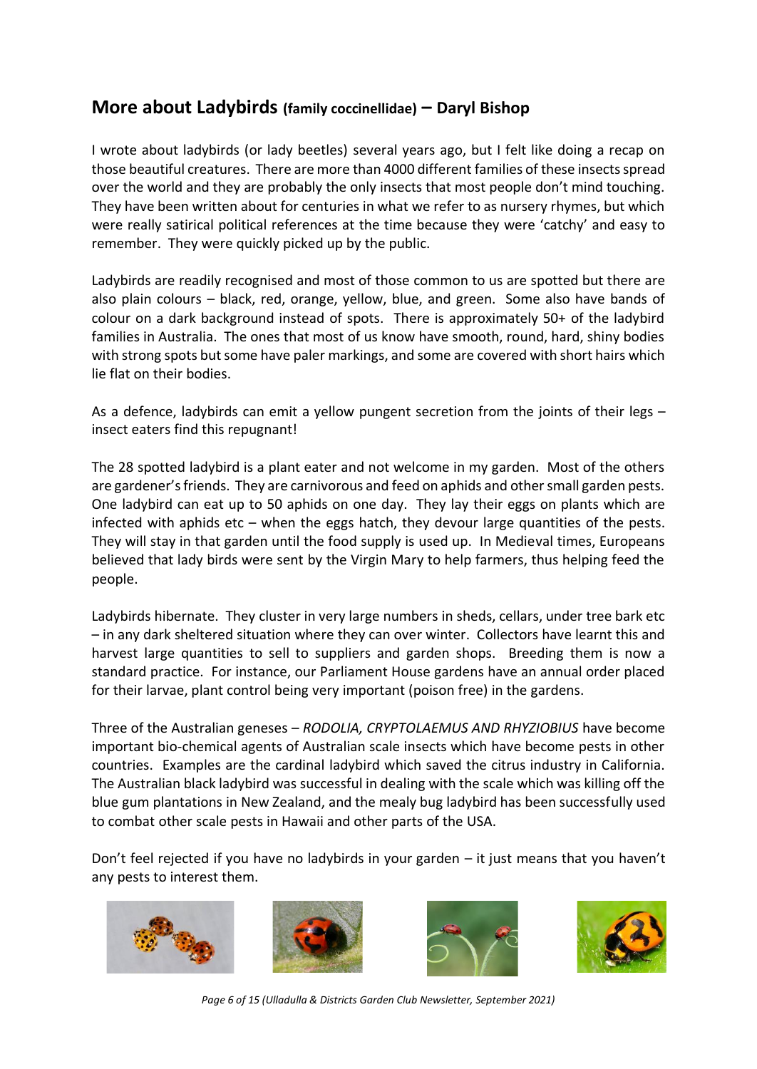## More about Ladybirds (family coccinellidae) – Daryl Bishop

I wrote about ladybirds (or lady beetles) several years ago, but I felt like doing a recap on those beautiful creatures. There are more than 4000 different families of these insects spread over the world and they are probably the only insects that most people don't mind touching. They have been written about for centuries in what we refer to as nursery rhymes, but which were really satirical political references at the time because they were 'catchy' and easy to remember. They were quickly picked up by the public.

Ladybirds are readily recognised and most of those common to us are spotted but there are also plain colours – black, red, orange, yellow, blue, and green. Some also have bands of colour on a dark background instead of spots. There is approximately 50+ of the ladybird families in Australia. The ones that most of us know have smooth, round, hard, shiny bodies with strong spots but some have paler markings, and some are covered with short hairs which lie flat on their bodies.

As a defence, ladybirds can emit a yellow pungent secretion from the joints of their legs – insect eaters find this repugnant!

The 28 spotted ladybird is a plant eater and not welcome in my garden. Most of the others are gardener's friends. They are carnivorous and feed on aphids and other small garden pests. One ladybird can eat up to 50 aphids on one day. They lay their eggs on plants which are infected with aphids etc – when the eggs hatch, they devour large quantities of the pests. They will stay in that garden until the food supply is used up. In Medieval times, Europeans believed that lady birds were sent by the Virgin Mary to help farmers, thus helping feed the people.

Ladybirds hibernate. They cluster in very large numbers in sheds, cellars, under tree bark etc – in any dark sheltered situation where they can over winter. Collectors have learnt this and harvest large quantities to sell to suppliers and garden shops. Breeding them is now a standard practice. For instance, our Parliament House gardens have an annual order placed for their larvae, plant control being very important (poison free) in the gardens.

Three of the Australian geneses – *RODOLIA, CRYPTOLAEMUS AND RHYZIOBIUS* have become important bio-chemical agents of Australian scale insects which have become pests in other countries. Examples are the cardinal ladybird which saved the citrus industry in California. The Australian black ladybird was successful in dealing with the scale which was killing off the blue gum plantations in New Zealand, and the mealy bug ladybird has been successfully used to combat other scale pests in Hawaii and other parts of the USA.

Don't feel rejected if you have no ladybirds in your garden – it just means that you haven't any pests to interest them.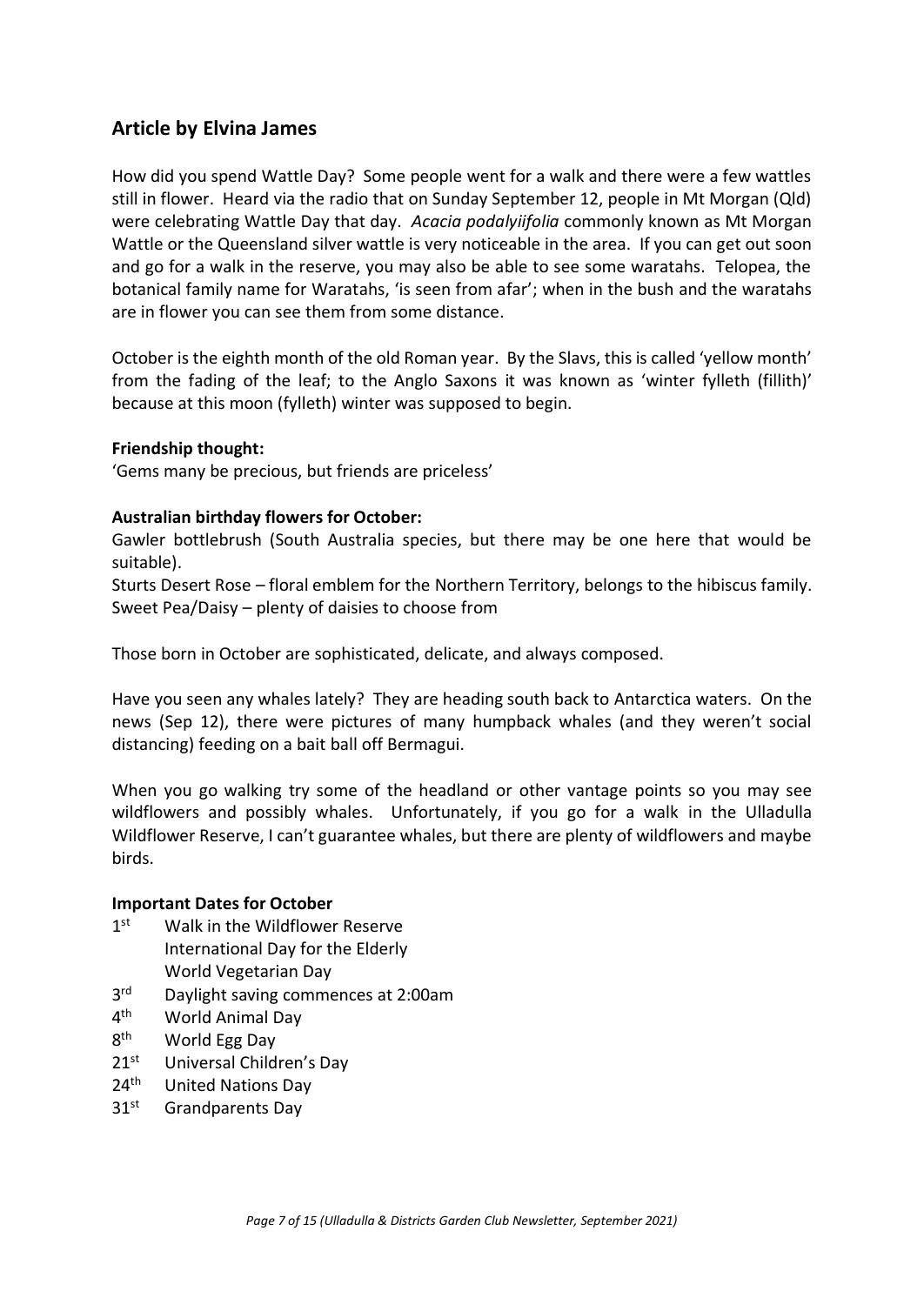## Article by Elvina James

How did you spend Wattle Day? Some people went for a walk and there were a few wattles still in flower. Heard via the radio that on Sunday September 12, people in Mt Morgan (Qld) were celebrating Wattle Day that day. *Acacia podalyiifolia* commonly known as Mt Morgan Wattle or the Queensland silver wattle is very noticeable in the area. If you can get out soon and go for a walk in the reserve, you may also be able to see some waratahs. Telopea, the botanical family name for Waratahs, 'is seen from afar'; when in the bush and the waratahs are in flower you can see them from some distance.

October is the eighth month of the old Roman year. By the Slavs, this is called 'yellow month' from the fading of the leaf; to the Anglo Saxons it was known as 'winter fylleth (fillith)' because at this moon (fylleth) winter was supposed to begin.

**Friendship thought:**
'Gems many be precious, but friends are priceless'

**Australian birthday flowers for October:**
Gawler bottlebrush (South Australia species, but there may be one here that would be suitable).
Sturts Desert Rose – floral emblem for the Northern Territory, belongs to the hibiscus family.
Sweet Pea/Daisy – plenty of daisies to choose from

Those born in October are sophisticated, delicate, and always composed.

Have you seen any whales lately? They are heading south back to Antarctica waters. On the news (Sep 12), there were pictures of many humpback whales (and they weren't social distancing) feeding on a bait ball off Bermagui.

When you go walking try some of the headland or other vantage points so you may see wildflowers and possibly whales. Unfortunately, if you go for a walk in the Ulladulla Wildflower Reserve, I can't guarantee whales, but there are plenty of wildflowers and maybe birds.

**Important Dates for October**

- 1st Walk in the Wildflower Reserve
  International Day for the Elderly
  World Vegetarian Day
- 3rd Daylight saving commences at 2:00am
- 4th World Animal Day
- 8th World Egg Day
- 21st Universal Children's Day
- 24th United Nations Day
- 31st Grandparents Day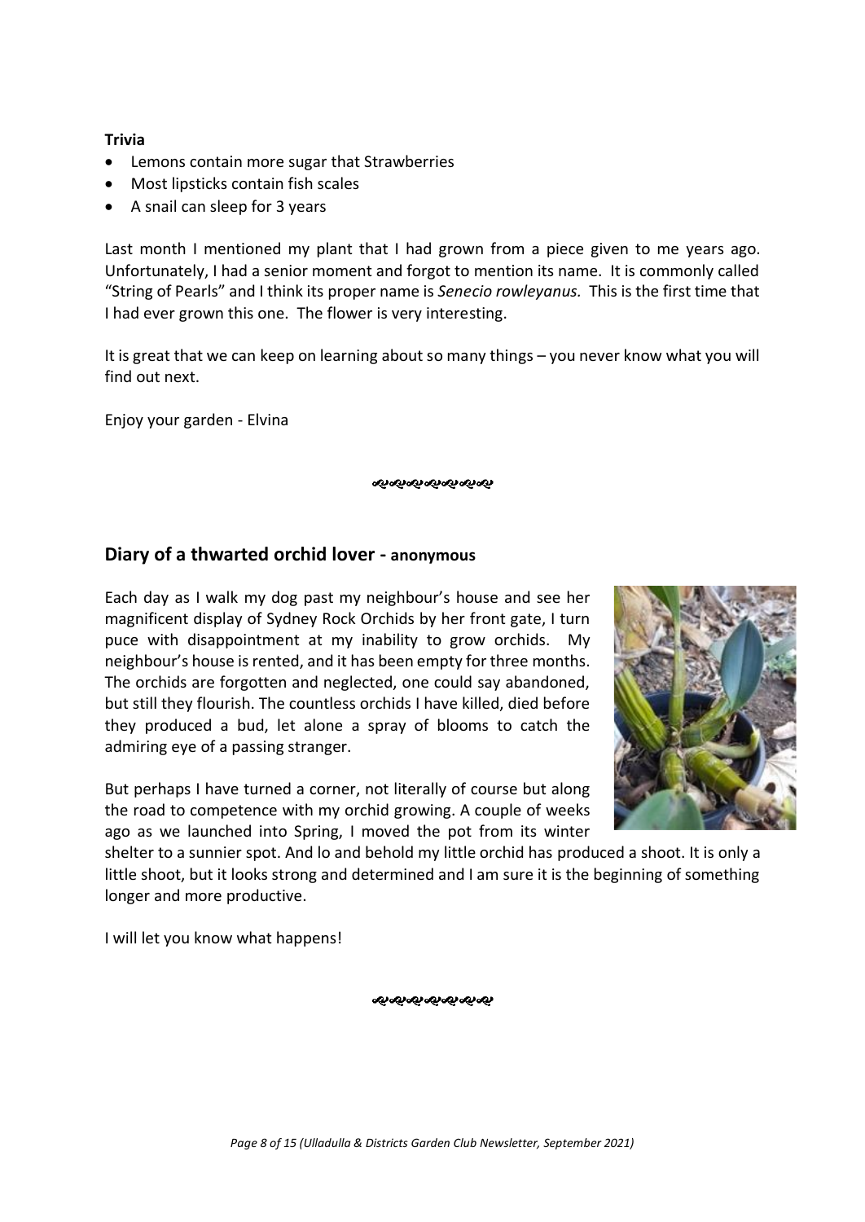**Trivia**

- Lemons contain more sugar that Strawberries
- Most lipsticks contain fish scales
- A snail can sleep for 3 years

Last month I mentioned my plant that I had grown from a piece given to me years ago. Unfortunately, I had a senior moment and forgot to mention its name. It is commonly called "String of Pearls" and I think its proper name is *Senecio rowleyanus.* This is the first time that I had ever grown this one. The flower is very interesting.

It is great that we can keep on learning about so many things – you never know what you will find out next.

Enjoy your garden - Elvina

## Diary of a thwarted orchid lover - anonymous

Each day as I walk my dog past my neighbour's house and see her magnificent display of Sydney Rock Orchids by her front gate, I turn puce with disappointment at my inability to grow orchids. My neighbour's house is rented, and it has been empty for three months. The orchids are forgotten and neglected, one could say abandoned, but still they flourish. The countless orchids I have killed, died before they produced a bud, let alone a spray of blooms to catch the admiring eye of a passing stranger.

But perhaps I have turned a corner, not literally of course but along the road to competence with my orchid growing. A couple of weeks ago as we launched into Spring, I moved the pot from its winter shelter to a sunnier spot. And lo and behold my little orchid has produced a shoot. It is only a little shoot, but it looks strong and determined and I am sure it is the beginning of something longer and more productive.

I will let you know what happens!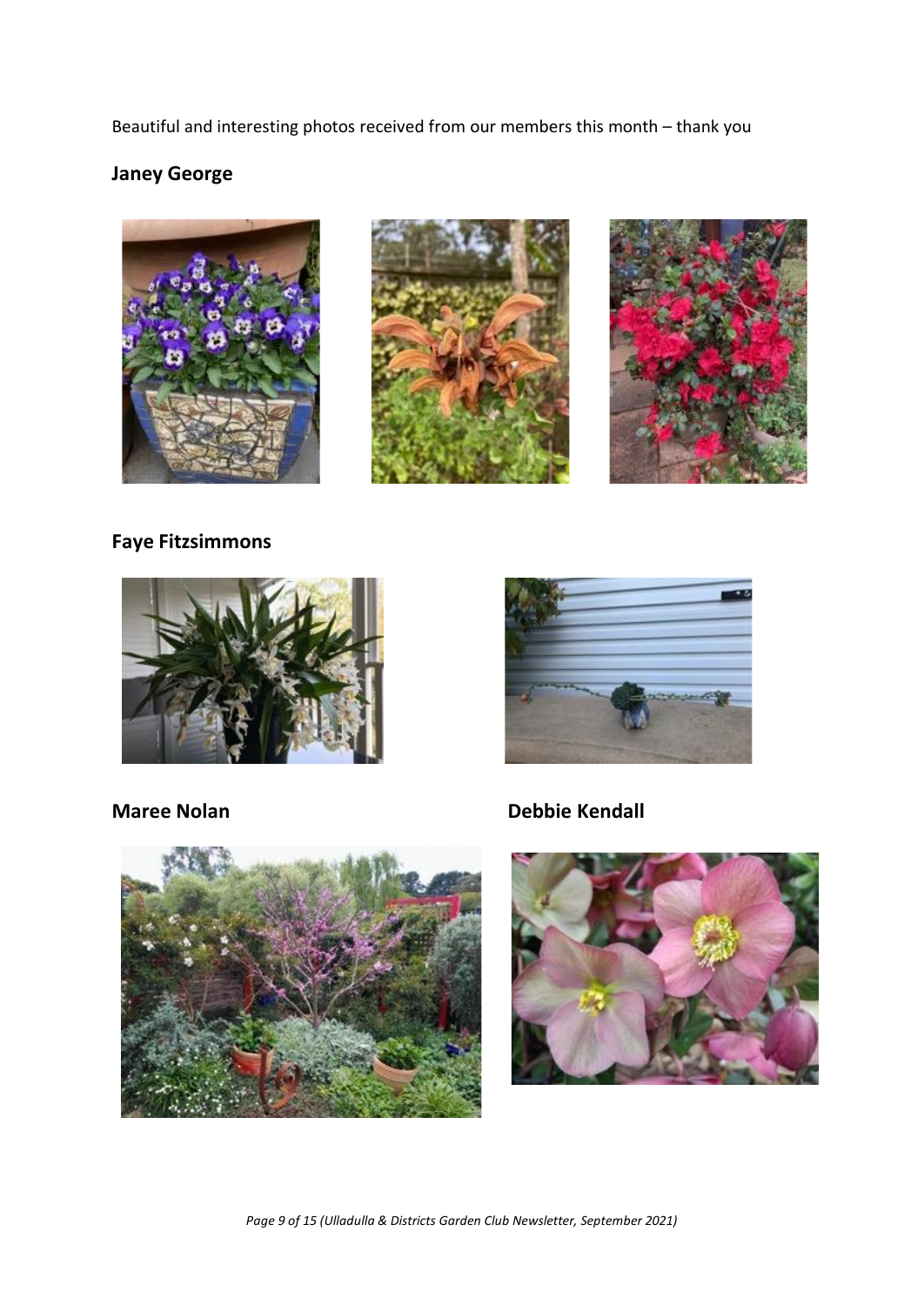Beautiful and interesting photos received from our members this month – thank you

**Janey George**

**Faye Fitzsimmons**

**Maree Nolan**

**Debbie Kendall**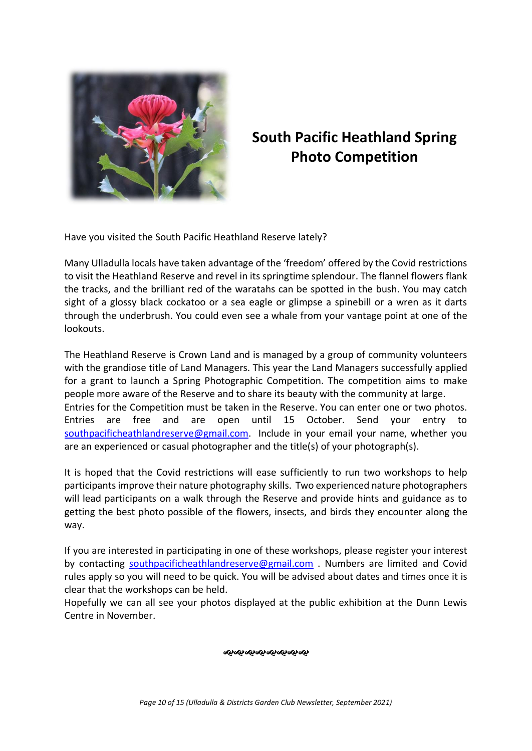# South Pacific Heathland Spring Photo Competition

Have you visited the South Pacific Heathland Reserve lately?

Many Ulladulla locals have taken advantage of the 'freedom' offered by the Covid restrictions to visit the Heathland Reserve and revel in its springtime splendour. The flannel flowers flank the tracks, and the brilliant red of the waratahs can be spotted in the bush. You may catch sight of a glossy black cockatoo or a sea eagle or glimpse a spinebill or a wren as it darts through the underbrush. You could even see a whale from your vantage point at one of the lookouts.

The Heathland Reserve is Crown Land and is managed by a group of community volunteers with the grandiose title of Land Managers. This year the Land Managers successfully applied for a grant to launch a Spring Photographic Competition. The competition aims to make people more aware of the Reserve and to share its beauty with the community at large.
Entries for the Competition must be taken in the Reserve. You can enter one or two photos. Entries are free and are open until 15 October. Send your entry to southpacificheathlandreserve@gmail.com. Include in your email your name, whether you are an experienced or casual photographer and the title(s) of your photograph(s).

It is hoped that the Covid restrictions will ease sufficiently to run two workshops to help participants improve their nature photography skills. Two experienced nature photographers will lead participants on a walk through the Reserve and provide hints and guidance as to getting the best photo possible of the flowers, insects, and birds they encounter along the way.

If you are interested in participating in one of these workshops, please register your interest by contacting southpacificheathlandreserve@gmail.com . Numbers are limited and Covid rules apply so you will need to be quick. You will be advised about dates and times once it is clear that the workshops can be held.
Hopefully we can all see your photos displayed at the public exhibition at the Dunn Lewis Centre in November.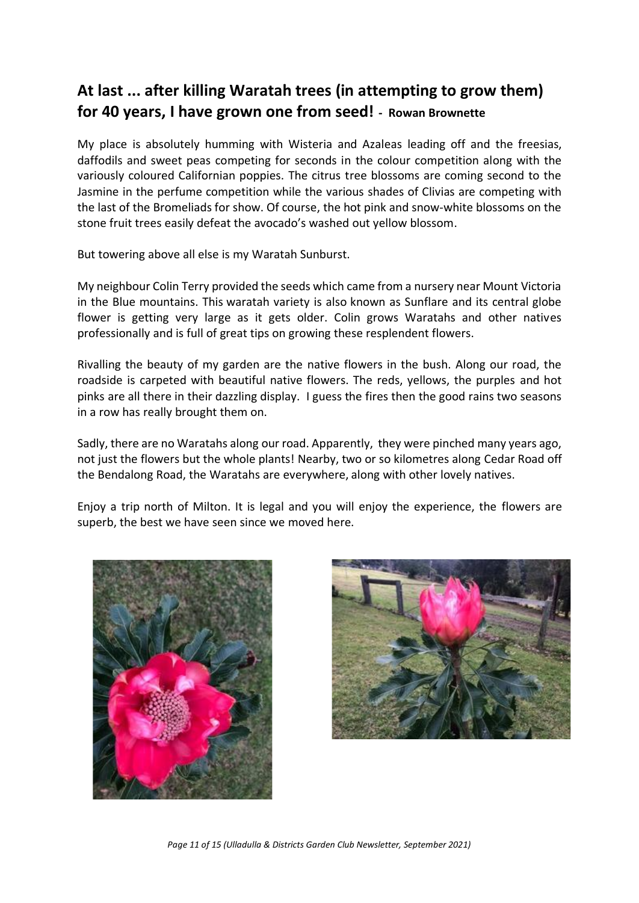## At last ... after killing Waratah trees (in attempting to grow them) for 40 years, I have grown one from seed! - Rowan Brownette

My place is absolutely humming with Wisteria and Azaleas leading off and the freesias, daffodils and sweet peas competing for seconds in the colour competition along with the variously coloured Californian poppies. The citrus tree blossoms are coming second to the Jasmine in the perfume competition while the various shades of Clivias are competing with the last of the Bromeliads for show. Of course, the hot pink and snow-white blossoms on the stone fruit trees easily defeat the avocado's washed out yellow blossom.

But towering above all else is my Waratah Sunburst.

My neighbour Colin Terry provided the seeds which came from a nursery near Mount Victoria in the Blue mountains. This waratah variety is also known as Sunflare and its central globe flower is getting very large as it gets older. Colin grows Waratahs and other natives professionally and is full of great tips on growing these resplendent flowers.

Rivalling the beauty of my garden are the native flowers in the bush. Along our road, the roadside is carpeted with beautiful native flowers. The reds, yellows, the purples and hot pinks are all there in their dazzling display. I guess the fires then the good rains two seasons in a row has really brought them on.

Sadly, there are no Waratahs along our road. Apparently, they were pinched many years ago, not just the flowers but the whole plants! Nearby, two or so kilometres along Cedar Road off the Bendalong Road, the Waratahs are everywhere, along with other lovely natives.

Enjoy a trip north of Milton. It is legal and you will enjoy the experience, the flowers are superb, the best we have seen since we moved here.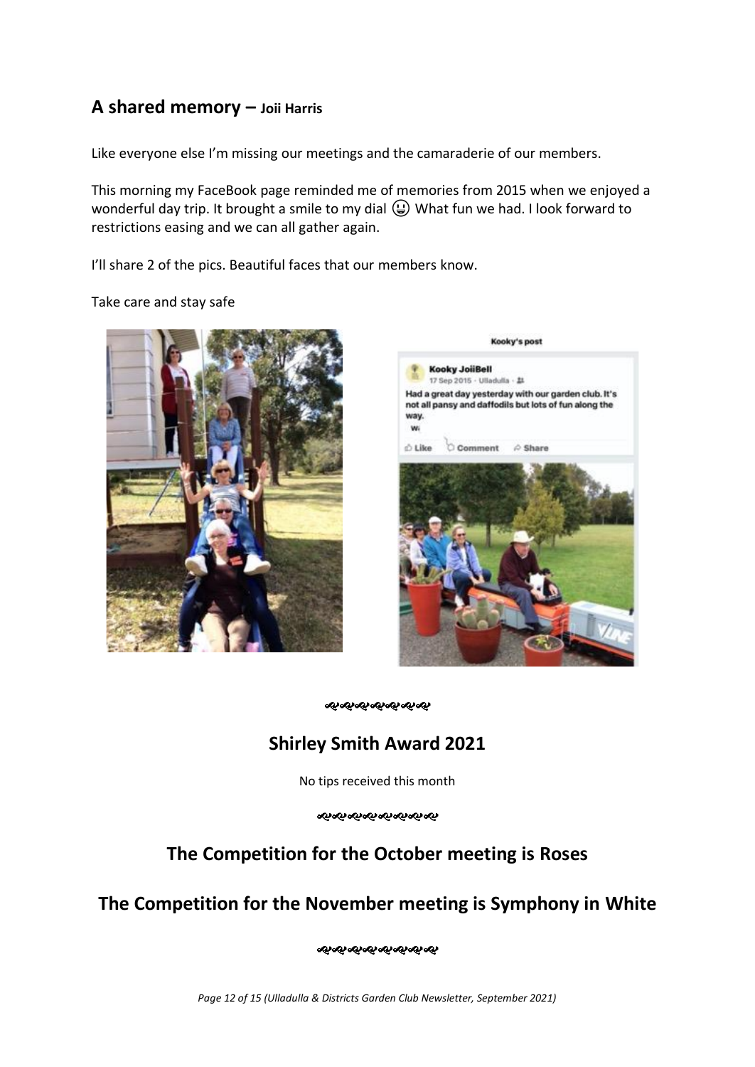## A shared memory – Joii Harris

Like everyone else I'm missing our meetings and the camaraderie of our members.

This morning my FaceBook page reminded me of memories from 2015 when we enjoyed a wonderful day trip. It brought a smile to my dial 😀 What fun we had. I look forward to restrictions easing and we can all gather again.

I'll share 2 of the pics. Beautiful faces that our members know.

Take care and stay safe

## Shirley Smith Award 2021

No tips received this month

## The Competition for the October meeting is Roses

## The Competition for the November meeting is Symphony in White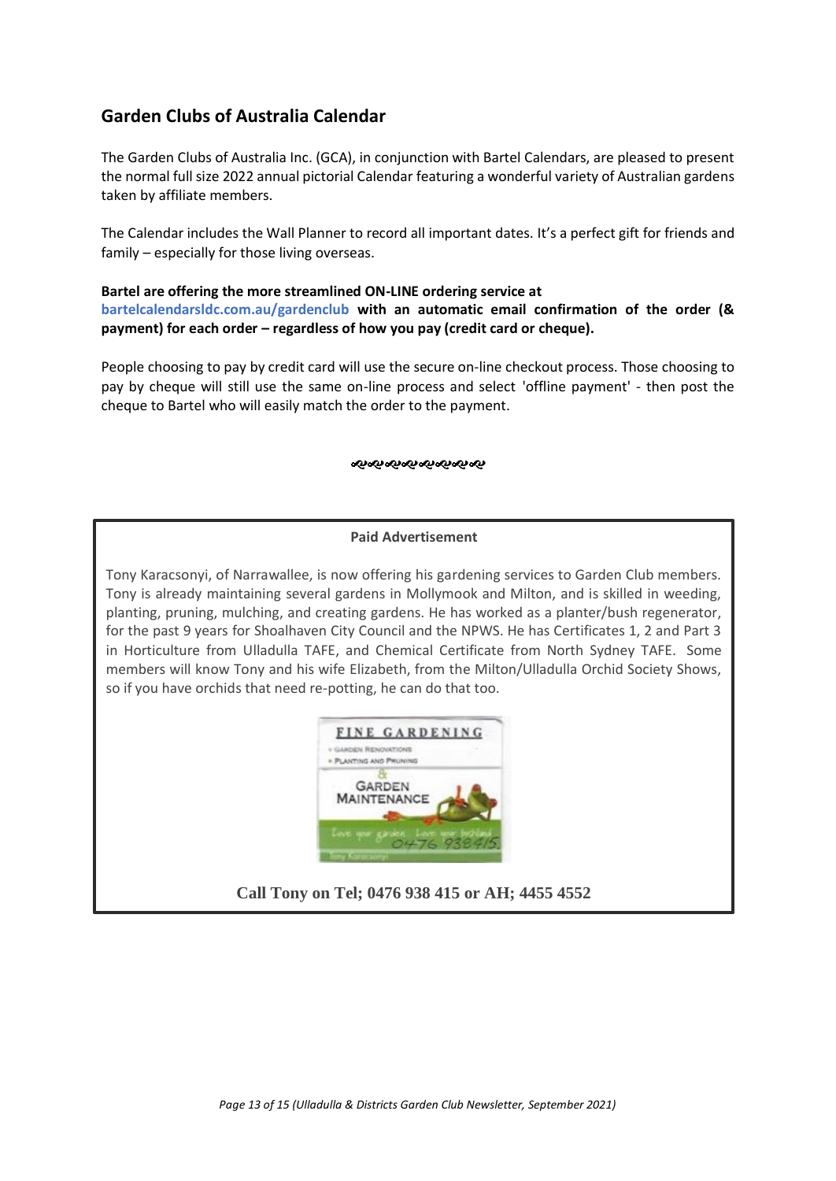## Garden Clubs of Australia Calendar

The Garden Clubs of Australia Inc. (GCA), in conjunction with Bartel Calendars, are pleased to present the normal full size 2022 annual pictorial Calendar featuring a wonderful variety of Australian gardens taken by affiliate members.

The Calendar includes the Wall Planner to record all important dates. It's a perfect gift for friends and family – especially for those living overseas.

**Bartel are offering the more streamlined ON-LINE ordering service at bartelcalendarsldc.com.au/gardenclub with an automatic email confirmation of the order (& payment) for each order – regardless of how you pay (credit card or cheque).**

People choosing to pay by credit card will use the secure on-line checkout process. Those choosing to pay by cheque will still use the same on-line process and select 'offline payment' - then post the cheque to Bartel who will easily match the order to the payment.

---

**Paid Advertisement**

Tony Karacsonyi, of Narrawallee, is now offering his gardening services to Garden Club members. Tony is already maintaining several gardens in Mollymook and Milton, and is skilled in weeding, planting, pruning, mulching, and creating gardens. He has worked as a planter/bush regenerator, for the past 9 years for Shoalhaven City Council and the NPWS. He has Certificates 1, 2 and Part 3 in Horticulture from Ulladulla TAFE, and Chemical Certificate from North Sydney TAFE. Some members will know Tony and his wife Elizabeth, from the Milton/Ulladulla Orchid Society Shows, so if you have orchids that need re-potting, he can do that too.

FINE GARDENING
- GARDEN RENOVATIONS
- PLANTING AND PRUNING

& GARDEN MAINTENANCE

Love your garden. Love your bushland. 0476 938415

Tony Karacsonyi

**Call Tony on Tel; 0476 938 415 or AH; 4455 4552**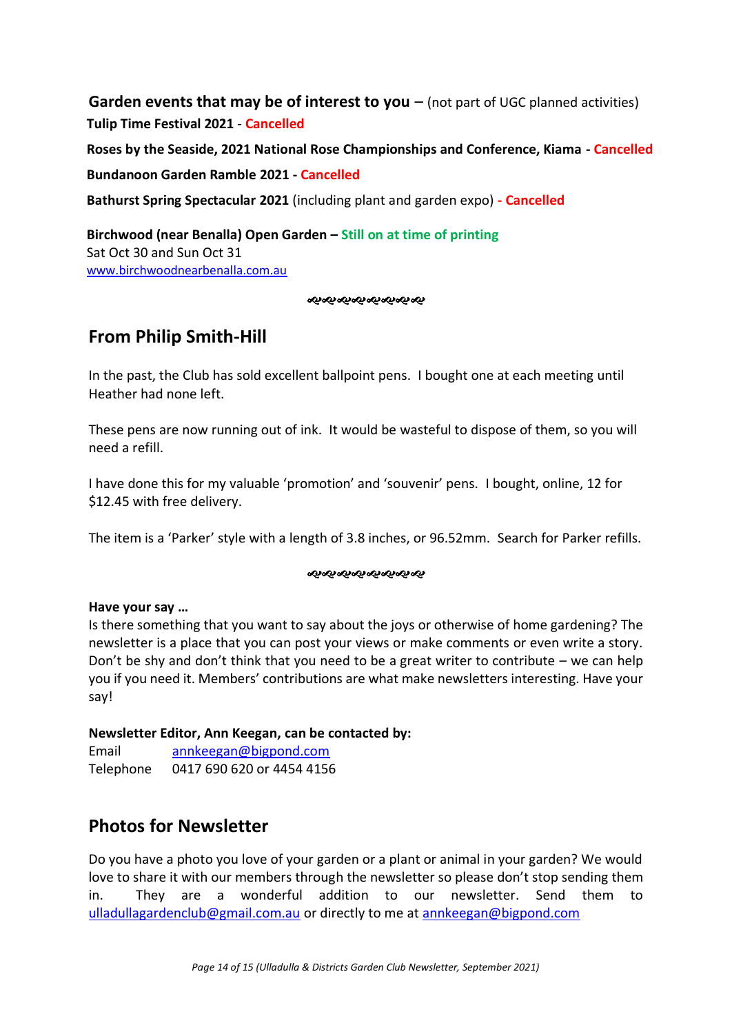**Garden events that may be of interest to you** – (not part of UGC planned activities)

**Tulip Time Festival 2021** - **Cancelled**

**Roses by the Seaside, 2021 National Rose Championships and Conference, Kiama** - **Cancelled**

**Bundanoon Garden Ramble 2021** - **Cancelled**

**Bathurst Spring Spectacular 2021** (including plant and garden expo) - **Cancelled**

**Birchwood (near Benalla) Open Garden** – **Still on at time of printing**
Sat Oct 30 and Sun Oct 31
www.birchwoodnearbenalla.com.au

## From Philip Smith-Hill

In the past, the Club has sold excellent ballpoint pens. I bought one at each meeting until Heather had none left.

These pens are now running out of ink. It would be wasteful to dispose of them, so you will need a refill.

I have done this for my valuable 'promotion' and 'souvenir' pens. I bought, online, 12 for $12.45 with free delivery.

The item is a 'Parker' style with a length of 3.8 inches, or 96.52mm. Search for Parker refills.

**Have your say …**

Is there something that you want to say about the joys or otherwise of home gardening? The newsletter is a place that you can post your views or make comments or even write a story. Don't be shy and don't think that you need to be a great writer to contribute – we can help you if you need it. Members' contributions are what make newsletters interesting. Have your say!

**Newsletter Editor, Ann Keegan, can be contacted by:**

Email annkeegan@bigpond.com
Telephone 0417 690 620 or 4454 4156

## Photos for Newsletter

Do you have a photo you love of your garden or a plant or animal in your garden? We would love to share it with our members through the newsletter so please don't stop sending them in. They are a wonderful addition to our newsletter. Send them to ulladullagardenclub@gmail.com.au or directly to me at annkeegan@bigpond.com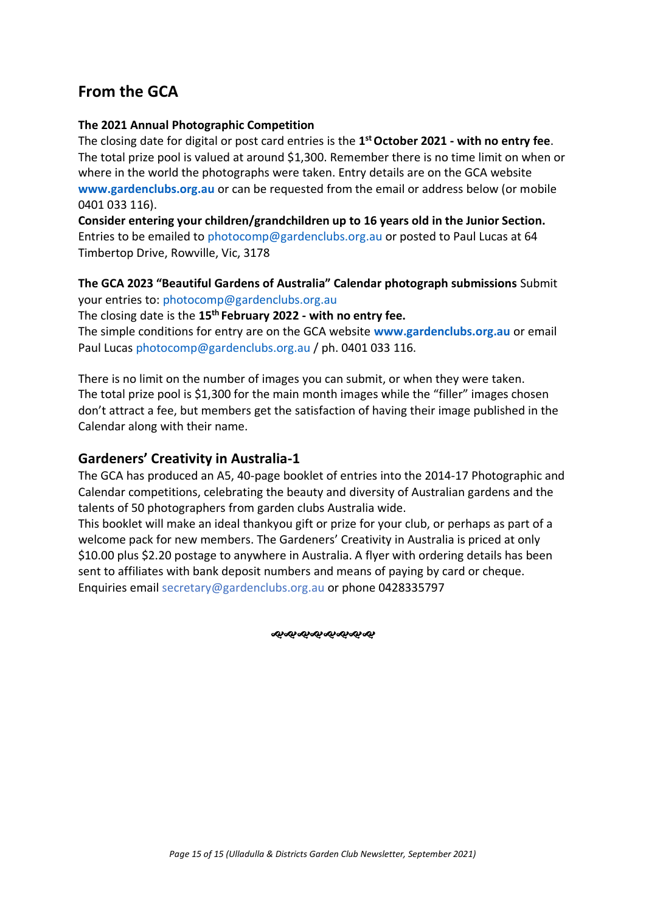## From the GCA

**The 2021 Annual Photographic Competition**

The closing date for digital or post card entries is the **1st October 2021 - with no entry fee**. The total prize pool is valued at around $1,300. Remember there is no time limit on when or where in the world the photographs were taken. Entry details are on the GCA website **www.gardenclubs.org.au** or can be requested from the email or address below (or mobile 0401 033 116).

**Consider entering your children/grandchildren up to 16 years old in the Junior Section.** Entries to be emailed to photocomp@gardenclubs.org.au or posted to Paul Lucas at 64 Timbertop Drive, Rowville, Vic, 3178

**The GCA 2023 "Beautiful Gardens of Australia" Calendar photograph submissions** Submit your entries to: photocomp@gardenclubs.org.au

The closing date is the **15th February 2022 - with no entry fee.**

The simple conditions for entry are on the GCA website **www.gardenclubs.org.au** or email Paul Lucas photocomp@gardenclubs.org.au / ph. 0401 033 116.

There is no limit on the number of images you can submit, or when they were taken. The total prize pool is $1,300 for the main month images while the "filler" images chosen don't attract a fee, but members get the satisfaction of having their image published in the Calendar along with their name.

### Gardeners' Creativity in Australia-1

The GCA has produced an A5, 40-page booklet of entries into the 2014-17 Photographic and Calendar competitions, celebrating the beauty and diversity of Australian gardens and the talents of 50 photographers from garden clubs Australia wide.

This booklet will make an ideal thankyou gift or prize for your club, or perhaps as part of a welcome pack for new members. The Gardeners' Creativity in Australia is priced at only $10.00 plus $2.20 postage to anywhere in Australia. A flyer with ordering details has been sent to affiliates with bank deposit numbers and means of paying by card or cheque. Enquiries email secretary@gardenclubs.org.au or phone 0428335797